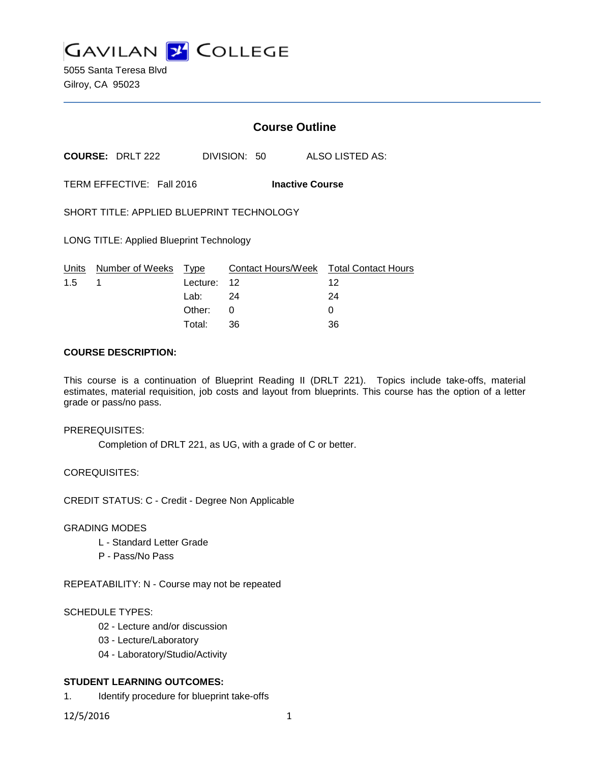# GAVILAN COLLEGE

5055 Santa Teresa Blvd
Gilroy, CA 95023

## Course Outline

**COURSE:** DRLT 222 DIVISION: 50 ALSO LISTED AS:

TERM EFFECTIVE: Fall 2016 **Inactive Course**

SHORT TITLE: APPLIED BLUEPRINT TECHNOLOGY

LONG TITLE: Applied Blueprint Technology

| Units | Number of Weeks | Type | Contact Hours/Week | Total Contact Hours |
|---|---|---|---|---|
| 1.5 | 1 | Lecture: | 12 | 12 |
| | | Lab: | 24 | 24 |
| | | Other: | 0 | 0 |
| | | Total: | 36 | 36 |

**COURSE DESCRIPTION:**

This course is a continuation of Blueprint Reading II (DRLT 221). Topics include take-offs, material estimates, material requisition, job costs and layout from blueprints. This course has the option of a letter grade or pass/no pass.

PREREQUISITES:

Completion of DRLT 221, as UG, with a grade of C or better.

COREQUISITES:

CREDIT STATUS: C - Credit - Degree Non Applicable

GRADING MODES

L - Standard Letter Grade
P - Pass/No Pass

REPEATABILITY: N - Course may not be repeated

SCHEDULE TYPES:

02 - Lecture and/or discussion
03 - Lecture/Laboratory
04 - Laboratory/Studio/Activity

**STUDENT LEARNING OUTCOMES:**

1. Identify procedure for blueprint take-offs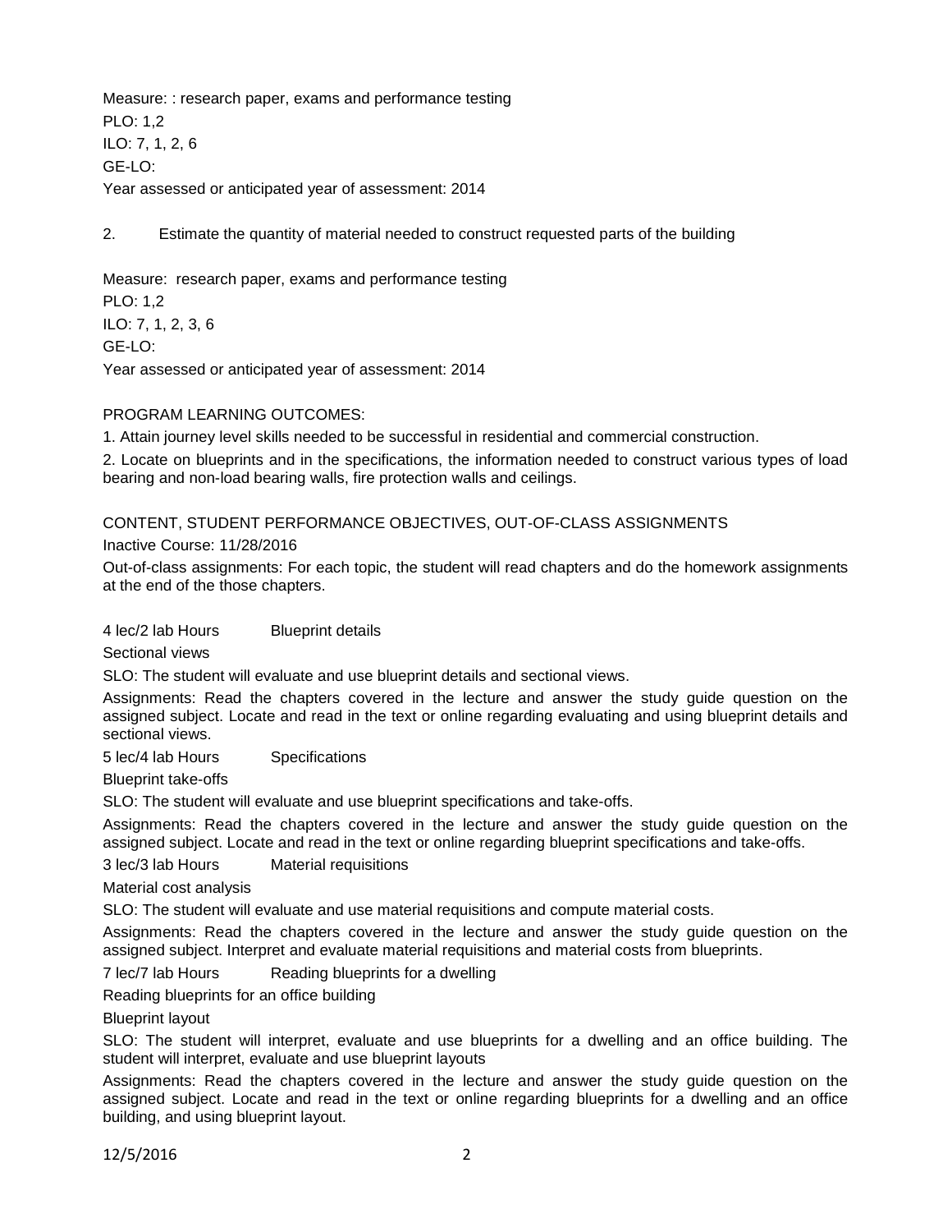Measure: : research paper, exams and performance testing
PLO: 1,2
ILO: 7, 1, 2, 6
GE-LO:
Year assessed or anticipated year of assessment: 2014

2. Estimate the quantity of material needed to construct requested parts of the building

Measure: research paper, exams and performance testing
PLO: 1,2
ILO: 7, 1, 2, 3, 6
GE-LO:
Year assessed or anticipated year of assessment: 2014

PROGRAM LEARNING OUTCOMES:

1. Attain journey level skills needed to be successful in residential and commercial construction.

2. Locate on blueprints and in the specifications, the information needed to construct various types of load bearing and non-load bearing walls, fire protection walls and ceilings.

CONTENT, STUDENT PERFORMANCE OBJECTIVES, OUT-OF-CLASS ASSIGNMENTS

Inactive Course: 11/28/2016

Out-of-class assignments: For each topic, the student will read chapters and do the homework assignments at the end of the those chapters.

4 lec/2 lab Hours Blueprint details

Sectional views

SLO: The student will evaluate and use blueprint details and sectional views.

Assignments: Read the chapters covered in the lecture and answer the study guide question on the assigned subject. Locate and read in the text or online regarding evaluating and using blueprint details and sectional views.

5 lec/4 lab Hours Specifications

Blueprint take-offs

SLO: The student will evaluate and use blueprint specifications and take-offs.

Assignments: Read the chapters covered in the lecture and answer the study guide question on the assigned subject. Locate and read in the text or online regarding blueprint specifications and take-offs.

3 lec/3 lab Hours Material requisitions

Material cost analysis

SLO: The student will evaluate and use material requisitions and compute material costs.

Assignments: Read the chapters covered in the lecture and answer the study guide question on the assigned subject. Interpret and evaluate material requisitions and material costs from blueprints.

7 lec/7 lab Hours Reading blueprints for a dwelling

Reading blueprints for an office building

Blueprint layout

SLO: The student will interpret, evaluate and use blueprints for a dwelling and an office building. The student will interpret, evaluate and use blueprint layouts

Assignments: Read the chapters covered in the lecture and answer the study guide question on the assigned subject. Locate and read in the text or online regarding blueprints for a dwelling and an office building, and using blueprint layout.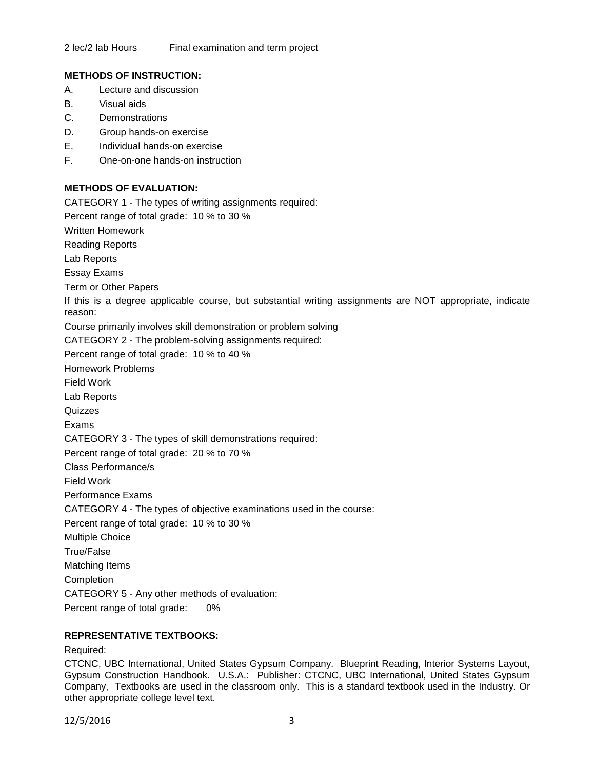2 lec/2 lab Hours Final examination and term project

**METHODS OF INSTRUCTION:**

A. Lecture and discussion
B. Visual aids
C. Demonstrations
D. Group hands-on exercise
E. Individual hands-on exercise
F. One-on-one hands-on instruction

**METHODS OF EVALUATION:**

CATEGORY 1 - The types of writing assignments required:

Percent range of total grade: 10 % to 30 %

Written Homework

Reading Reports

Lab Reports

Essay Exams

Term or Other Papers

If this is a degree applicable course, but substantial writing assignments are NOT appropriate, indicate reason:

Course primarily involves skill demonstration or problem solving

CATEGORY 2 - The problem-solving assignments required:

Percent range of total grade: 10 % to 40 %

Homework Problems

Field Work

Lab Reports

Quizzes

Exams

CATEGORY 3 - The types of skill demonstrations required:

Percent range of total grade: 20 % to 70 %

Class Performance/s

Field Work

Performance Exams

CATEGORY 4 - The types of objective examinations used in the course:

Percent range of total grade: 10 % to 30 %

Multiple Choice

True/False

Matching Items

Completion

CATEGORY 5 - Any other methods of evaluation:

Percent range of total grade: 0%

**REPRESENTATIVE TEXTBOOKS:**

Required:

CTCNC, UBC International, United States Gypsum Company. Blueprint Reading, Interior Systems Layout, Gypsum Construction Handbook. U.S.A.: Publisher: CTCNC, UBC International, United States Gypsum Company, Textbooks are used in the classroom only. This is a standard textbook used in the Industry. Or other appropriate college level text.

12/5/2016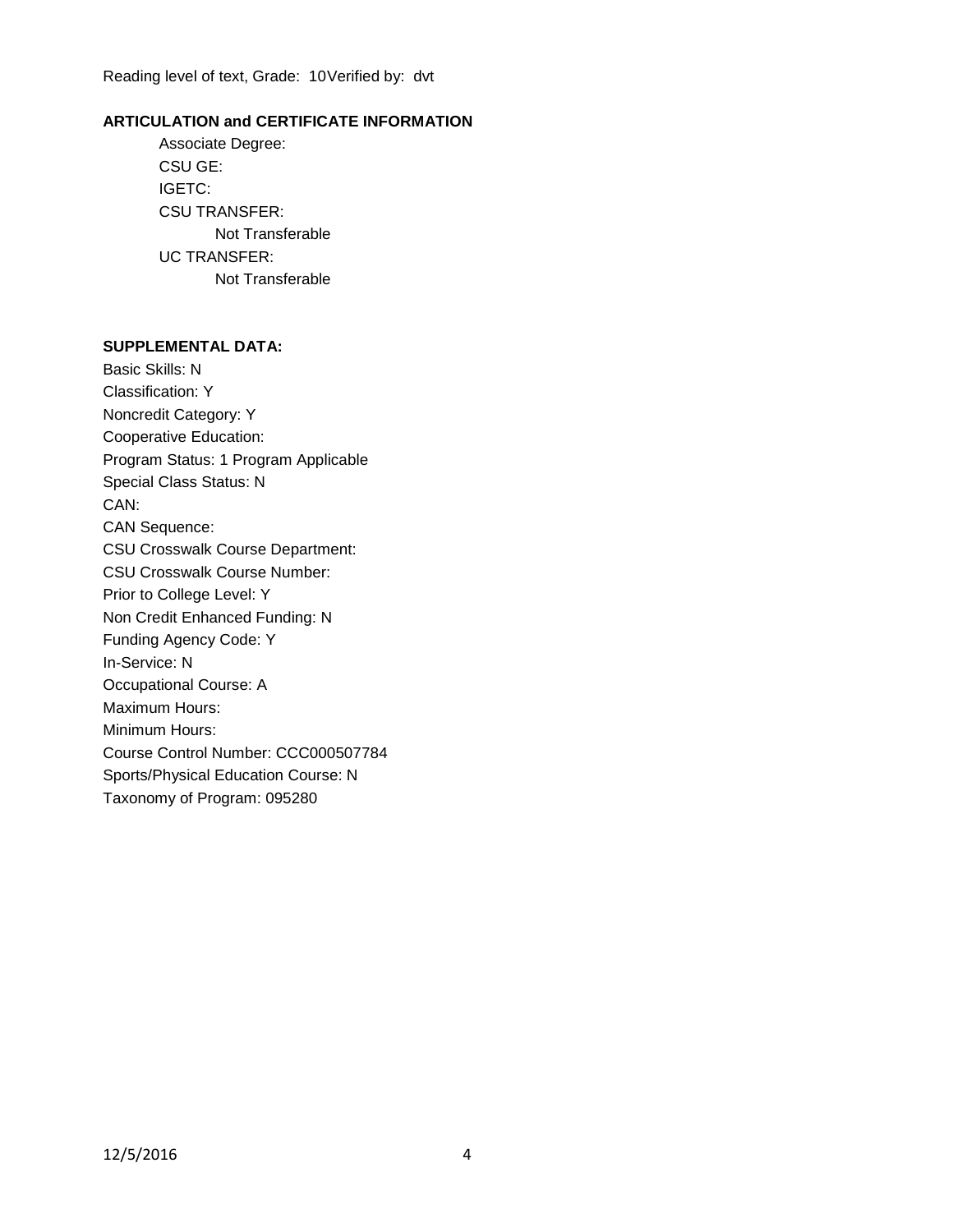Reading level of text, Grade: 10 Verified by: dvt

**ARTICULATION and CERTIFICATE INFORMATION**

Associate Degree:
CSU GE:
IGETC:
CSU TRANSFER:
    Not Transferable
UC TRANSFER:
    Not Transferable

**SUPPLEMENTAL DATA:**

Basic Skills: N
Classification: Y
Noncredit Category: Y
Cooperative Education:
Program Status: 1 Program Applicable
Special Class Status: N
CAN:
CAN Sequence:
CSU Crosswalk Course Department:
CSU Crosswalk Course Number:
Prior to College Level: Y
Non Credit Enhanced Funding: N
Funding Agency Code: Y
In-Service: N
Occupational Course: A
Maximum Hours:
Minimum Hours:
Course Control Number: CCC000507784
Sports/Physical Education Course: N
Taxonomy of Program: 095280